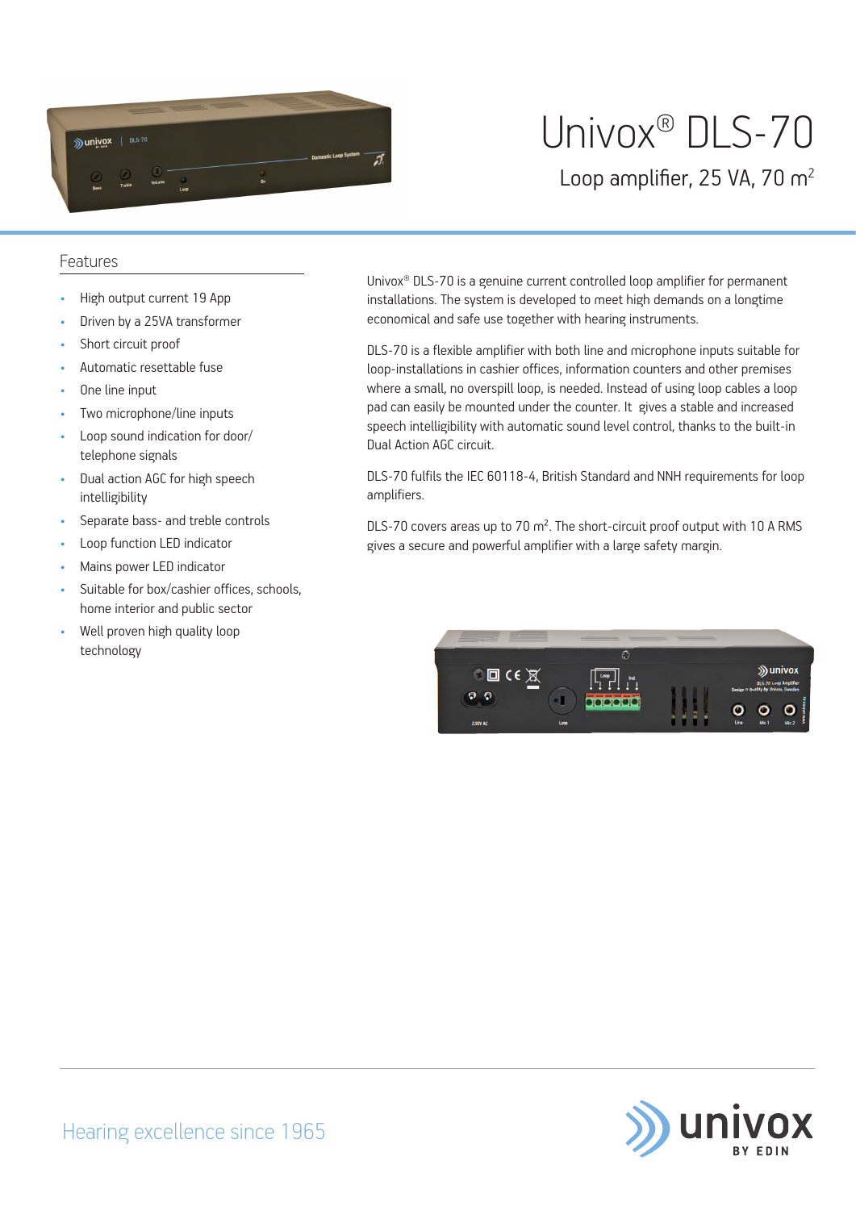# Univox® DLS-70

## Loop amplifier, 25 VA, 70 m²

### Features

- High output current 19 App
- Driven by a 25VA transformer
- Short circuit proof
- Automatic resettable fuse
- One line input
- Two microphone/line inputs
- Loop sound indication for door/ telephone signals
- Dual action AGC for high speech intelligibility
- Separate bass- and treble controls
- Loop function LED indicator
- Mains power LED indicator
- Suitable for box/cashier offices, schools, home interior and public sector
- Well proven high quality loop technology

Univox® DLS-70 is a genuine current controlled loop amplifier for permanent installations. The system is developed to meet high demands on a longtime economical and safe use together with hearing instruments.

DLS-70 is a flexible amplifier with both line and microphone inputs suitable for loop-installations in cashier offices, information counters and other premises where a small, no overspill loop, is needed. Instead of using loop cables a loop pad can easily be mounted under the counter. It gives a stable and increased speech intelligibility with automatic sound level control, thanks to the built-in Dual Action AGC circuit.

DLS-70 fulfils the IEC 60118-4, British Standard and NNH requirements for loop amplifiers.

DLS-70 covers areas up to 70 m². The short-circuit proof output with 10 A RMS gives a secure and powerful amplifier with a large safety margin.

Hearing excellence since 1965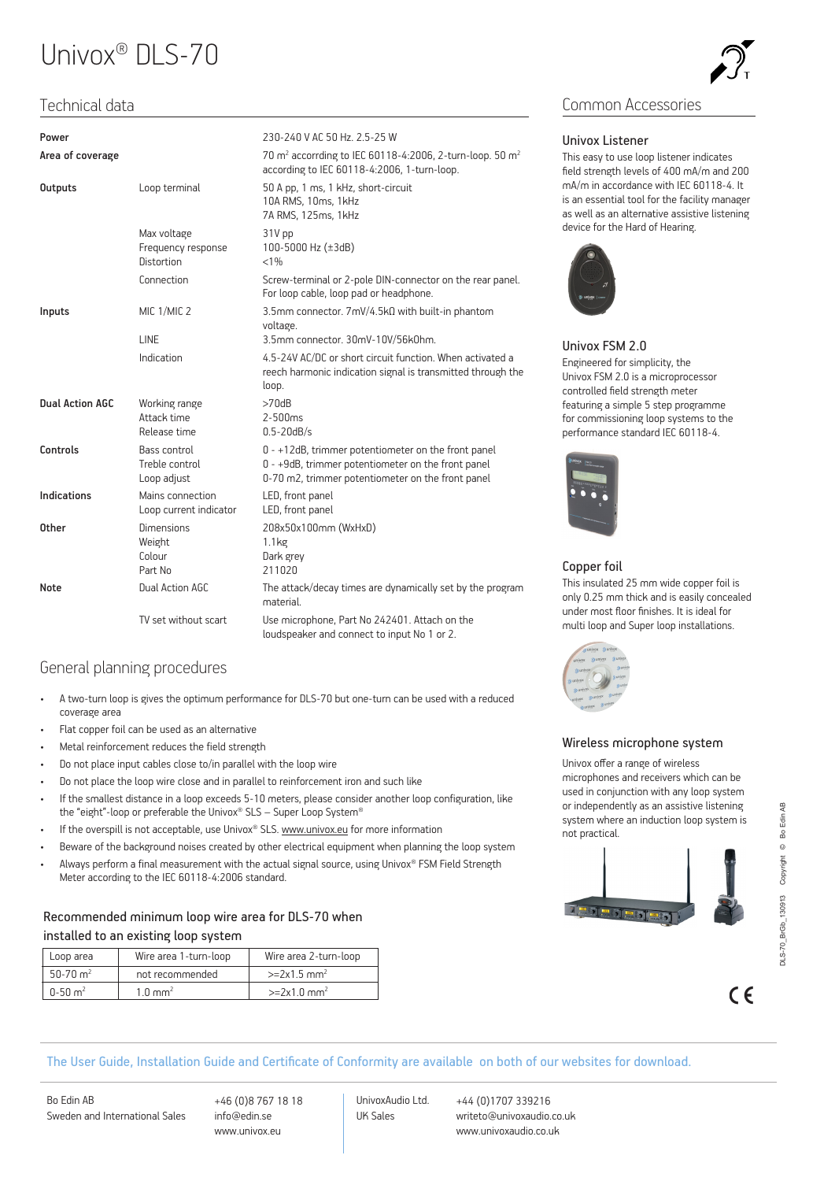// 1 DLS-70

## Technical data

| | | |
|---|---|---|
| **Power** | | 230-240 V AC 50 Hz. 2.5-25 W |
| **Area of coverage** | | 70 m² accorrding to IEC 60118-4:2006, 2-turn-loop. 50 m² according to IEC 60118-4:2006, 1-turn-loop. |
| **Outputs** | Loop terminal | 50 A pp, 1 ms, 1 kHz, short-circuit<br>10A RMS, 10ms, 1kHz<br>7A RMS, 125ms, 1kHz |
| | Max voltage<br>Frequency response<br>Distortion | 31V pp<br>100-5000 Hz (±3dB)<br><1% |
| | Connection | Screw-terminal or 2-pole DIN-connector on the rear panel. For loop cable, loop pad or headphone. |
| **Inputs** | MIC 1/MIC 2 | 3.5mm connector. 7mV/4.5kΩ with built-in phantom voltage. |
| | LINE | 3.5mm connector. 30mV-10V/56kOhm. |
| | Indication | 4.5-24V AC/DC or short circuit function. When activated a reech harmonic indication signal is transmitted through the loop. |
| **Dual Action AGC** | Working range<br>Attack time<br>Release time | >70dB<br>2-500ms<br>0.5-20dB/s |
| **Controls** | Bass control<br>Treble control<br>Loop adjust | 0 - +12dB, trimmer potentiometer on the front panel<br>0 - +9dB, trimmer potentiometer on the front panel<br>0-70 m2, trimmer potentiometer on the front panel |
| **Indications** | Mains connection<br>Loop current indicator | LED, front panel<br>LED, front panel |
| **Other** | Dimensions<br>Weight<br>Colour<br>Part No | 208x50x100mm (WxHxD)<br>1.1kg<br>Dark grey<br>211020 |
| **Note** | Dual Action AGC | The attack/decay times are dynamically set by the program material. |
| | TV set without scart | Use microphone, Part No 242401. Attach on the loudspeaker and connect to input No 1 or 2. |

## General planning procedures

- A two-turn loop is gives the optimum performance for DLS-70 but one-turn can be used with a reduced coverage area
- Flat copper foil can be used as an alternative
- Metal reinforcement reduces the field strength
- Do not place input cables close to/in parallel with the loop wire
- Do not place the loop wire close and in parallel to reinforcement iron and such like
- If the smallest distance in a loop exceeds 5-10 meters, please consider another loop configuration, like the "eight"-loop or preferable the Univox® SLS – Super Loop System®
- If the overspill is not acceptable, use Univox® SLS. www.univox.eu for more information
- Beware of the background noises created by other electrical equipment when planning the loop system
- Always perform a final measurement with the actual signal source, using Univox® FSM Field Strength Meter according to the IEC 60118-4:2006 standard.

### Recommended minimum loop wire area for DLS-70 when installed to an existing loop system

| Loop area | Wire area 1-turn-loop | Wire area 2-turn-loop |
|---|---|---|
| 50-70 m² | not recommended | >=2x1.5 mm² |
| 0-50 m² | 1.0 mm² | >=2x1.0 mm² |

## Common Accessories

### Univox Listener

This easy to use loop listener indicates field strength levels of 400 mA/m and 200 mA/m in accordance with IEC 60118-4. It is an essential tool for the facility manager as well as an alternative assistive listening device for the Hard of Hearing.

### Univox FSM 2.0

Engineered for simplicity, the Univox FSM 2.0 is a microprocessor controlled field strength meter featuring a simple 5 step programme for commissioning loop systems to the performance standard IEC 60118-4.

### Copper foil

This insulated 25 mm wide copper foil is only 0.25 mm thick and is easily concealed under most floor finishes. It is ideal for multi loop and Super loop installations.

### Wireless microphone system

Univox offer a range of wireless microphones and receivers which can be used in conjunction with any loop system or independently as an assistive listening system where an induction loop system is not practical.

DLS-70_BrGb_130913 Copyright © Bo Edin AB

The User Guide, Installation Guide and Certificate of Conformity are available on both of our websites for download.

Bo Edin AB
Sweden and International Sales
+46 (0)8 767 18 18
info@edin.se
www.univox.eu

UnivoxAudio Ltd.
UK Sales
+44 (0)1707 339216
writeto@univoxaudio.co.uk
www.univoxaudio.co.uk